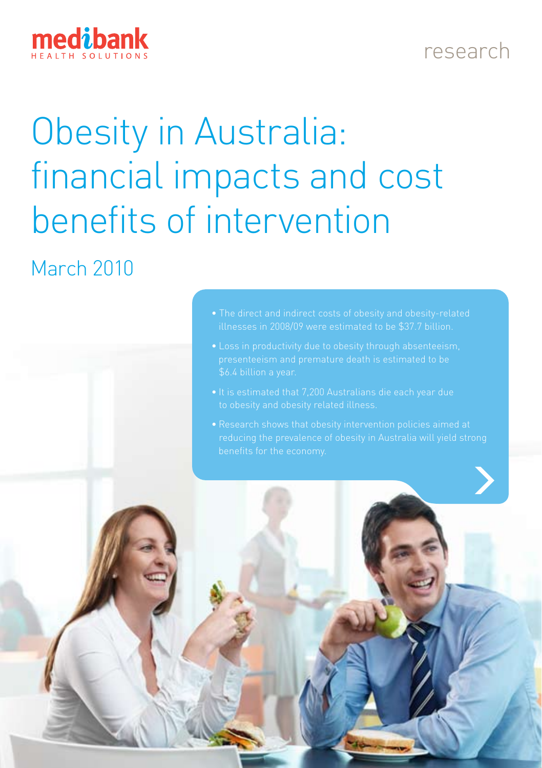medibank HEALTH SOLUTIONS

research

# Obesity in Australia: financial impacts and cost benefits of intervention

## March 2010

- The direct and indirect costs of obesity and obesity-related illnesses in 2008/09 were estimated to be $37.7 billion.
- Loss in productivity due to obesity through absenteeism, presenteeism and premature death is estimated to be $6.4 billion a year.
- It is estimated that 7,200 Australians die each year due to obesity and obesity related illness.
- Research shows that obesity intervention policies aimed at reducing the prevalence of obesity in Australia will yield strong benefits for the economy.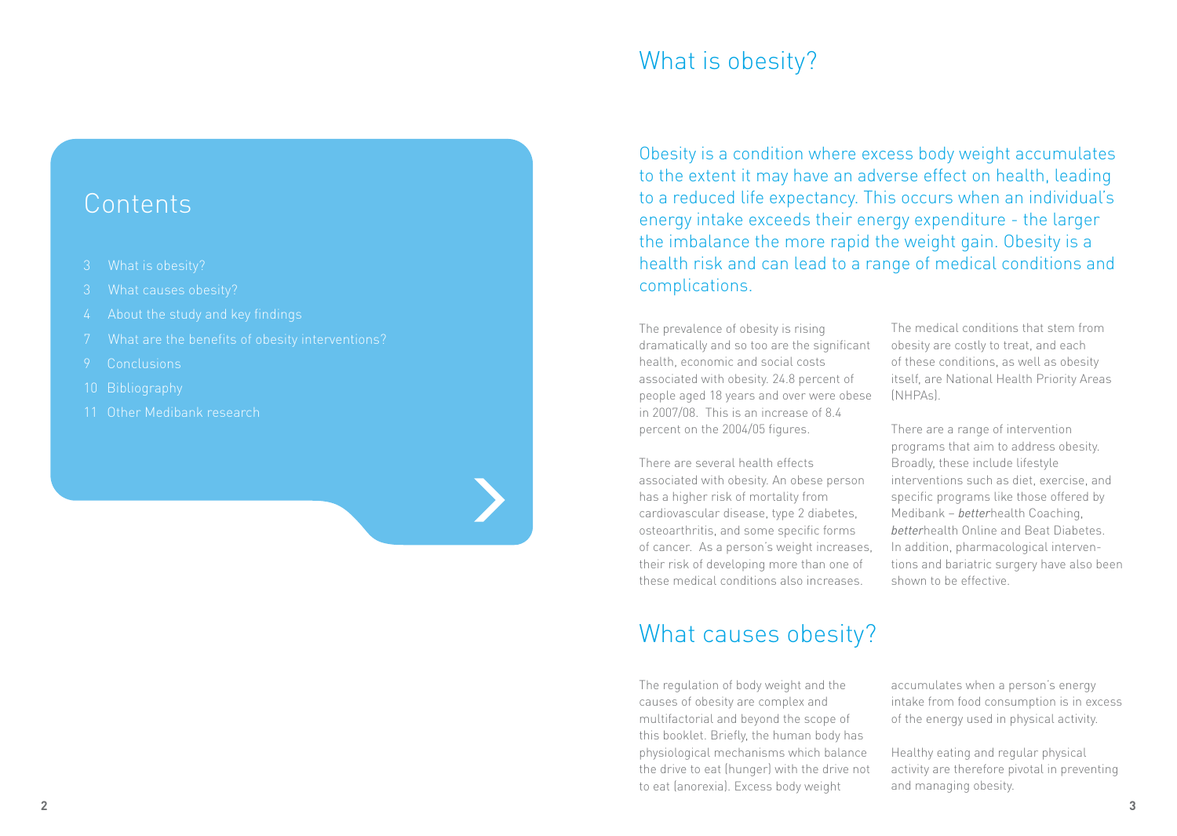## Contents

- 3 What is obesity?
- 3 What causes obesity?
- 4 About the study and key findings
- 7 What are the benefits of obesity interventions?
- 9 Conclusions
- 10 Bibliography
- 11 Other Medibank research

# What is obesity?

Obesity is a condition where excess body weight accumulates to the extent it may have an adverse effect on health, leading to a reduced life expectancy. This occurs when an individual's energy intake exceeds their energy expenditure - the larger the imbalance the more rapid the weight gain. Obesity is a health risk and can lead to a range of medical conditions and complications.

The prevalence of obesity is rising dramatically and so too are the significant health, economic and social costs associated with obesity. 24.8 percent of people aged 18 years and over were obese in 2007/08. This is an increase of 8.4 percent on the 2004/05 figures.

There are several health effects associated with obesity. An obese person has a higher risk of mortality from cardiovascular disease, type 2 diabetes, osteoarthritis, and some specific forms of cancer. As a person's weight increases, their risk of developing more than one of these medical conditions also increases.

The medical conditions that stem from obesity are costly to treat, and each of these conditions, as well as obesity itself, are National Health Priority Areas (NHPAs).

There are a range of intervention programs that aim to address obesity. Broadly, these include lifestyle interventions such as diet, exercise, and specific programs like those offered by Medibank – *better*health Coaching, *better*health Online and Beat Diabetes. In addition, pharmacological interventions and bariatric surgery have also been shown to be effective.

# What causes obesity?

The regulation of body weight and the causes of obesity are complex and multifactorial and beyond the scope of this booklet. Briefly, the human body has physiological mechanisms which balance the drive to eat (hunger) with the drive not to eat (anorexia). Excess body weight accumulates when a person's energy intake from food consumption is in excess of the energy used in physical activity.

Healthy eating and regular physical activity are therefore pivotal in preventing and managing obesity.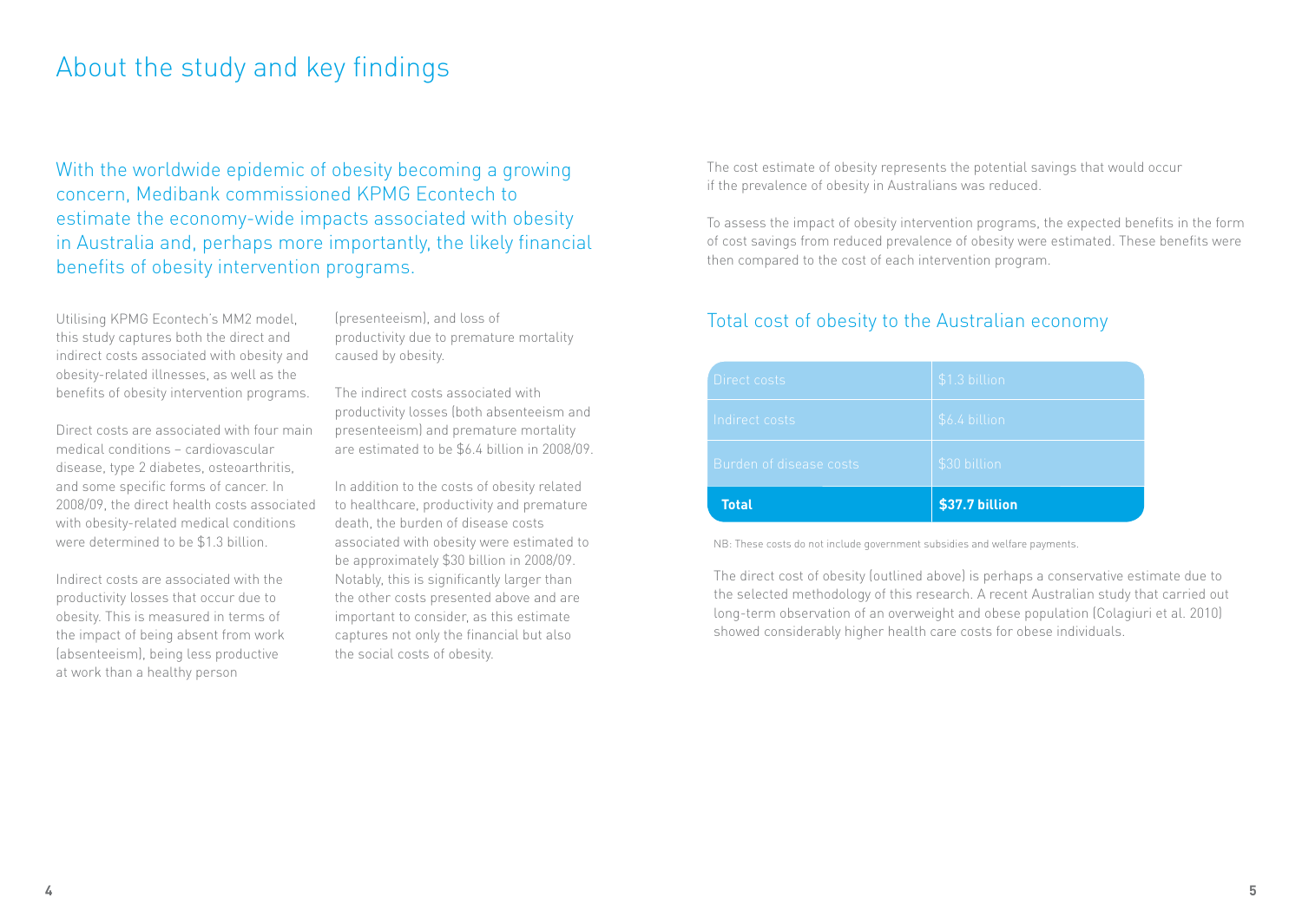# About the study and key findings

With the worldwide epidemic of obesity becoming a growing concern, Medibank commissioned KPMG Econtech to estimate the economy-wide impacts associated with obesity in Australia and, perhaps more importantly, the likely financial benefits of obesity intervention programs.

Utilising KPMG Econtech's MM2 model, this study captures both the direct and indirect costs associated with obesity and obesity-related illnesses, as well as the benefits of obesity intervention programs.

Direct costs are associated with four main medical conditions – cardiovascular disease, type 2 diabetes, osteoarthritis, and some specific forms of cancer. In 2008/09, the direct health costs associated with obesity-related medical conditions were determined to be $1.3 billion.

Indirect costs are associated with the productivity losses that occur due to obesity. This is measured in terms of the impact of being absent from work (absenteeism), being less productive at work than a healthy person (presenteeism), and loss of productivity due to premature mortality caused by obesity.

The indirect costs associated with productivity losses (both absenteeism and presenteeism) and premature mortality are estimated to be $6.4 billion in 2008/09.

In addition to the costs of obesity related to healthcare, productivity and premature death, the burden of disease costs associated with obesity were estimated to be approximately $30 billion in 2008/09. Notably, this is significantly larger than the other costs presented above and are important to consider, as this estimate captures not only the financial but also the social costs of obesity.

The cost estimate of obesity represents the potential savings that would occur if the prevalence of obesity in Australians was reduced.

To assess the impact of obesity intervention programs, the expected benefits in the form of cost savings from reduced prevalence of obesity were estimated. These benefits were then compared to the cost of each intervention program.

## Total cost of obesity to the Australian economy

| | |
|---|---|
| Direct costs | $1.3 billion |
| Indirect costs | $6.4 billion |
| Burden of disease costs | $30 billion |
| **Total** | **$37.7 billion** |

NB: These costs do not include government subsidies and welfare payments.

The direct cost of obesity (outlined above) is perhaps a conservative estimate due to the selected methodology of this research. A recent Australian study that carried out long-term observation of an overweight and obese population (Colagiuri et al. 2010) showed considerably higher health care costs for obese individuals.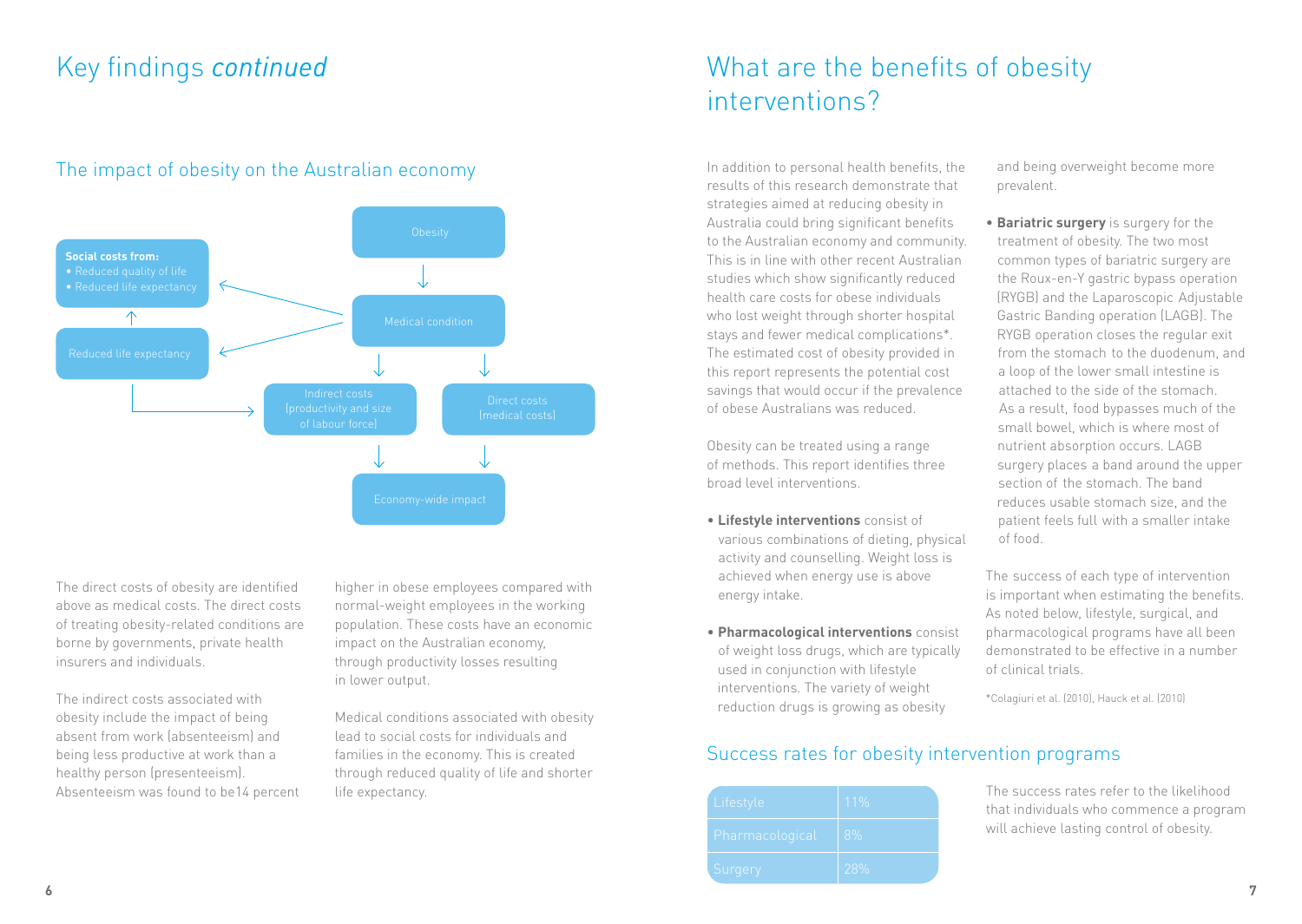# Key findings *continued*

## The impact of obesity on the Australian economy

Obesity → Medical condition → Indirect costs (productivity and size of labour force) / Direct costs (medical costs) → Economy-wide impact

Medical condition → Social costs from:
- Reduced quality of life
- Reduced life expectancy

Medical condition → Reduced life expectancy → Indirect costs (productivity and size of labour force)

The direct costs of obesity are identified above as medical costs. The direct costs of treating obesity-related conditions are borne by governments, private health insurers and individuals.

The indirect costs associated with obesity include the impact of being absent from work (absenteeism) and being less productive at work than a healthy person (presenteeism). Absenteeism was found to be14 percent higher in obese employees compared with normal-weight employees in the working population. These costs have an economic impact on the Australian economy, through productivity losses resulting in lower output.

Medical conditions associated with obesity lead to social costs for individuals and families in the economy. This is created through reduced quality of life and shorter life expectancy.

# What are the benefits of obesity interventions?

In addition to personal health benefits, the results of this research demonstrate that strategies aimed at reducing obesity in Australia could bring significant benefits to the Australian economy and community. This is in line with other recent Australian studies which show significantly reduced health care costs for obese individuals who lost weight through shorter hospital stays and fewer medical complications*. The estimated cost of obesity provided in this report represents the potential cost savings that would occur if the prevalence of obese Australians was reduced.

Obesity can be treated using a range of methods. This report identifies three broad level interventions.

- **Lifestyle interventions** consist of various combinations of dieting, physical activity and counselling. Weight loss is achieved when energy use is above energy intake.
- **Pharmacological interventions** consist of weight loss drugs, which are typically used in conjunction with lifestyle interventions. The variety of weight reduction drugs is growing as obesity and being overweight become more prevalent.
- **Bariatric surgery** is surgery for the treatment of obesity. The two most common types of bariatric surgery are the Roux-en-Y gastric bypass operation (RYGB) and the Laparoscopic Adjustable Gastric Banding operation (LAGB). The RYGB operation closes the regular exit from the stomach to the duodenum, and a loop of the lower small intestine is attached to the side of the stomach. As a result, food bypasses much of the small bowel, which is where most of nutrient absorption occurs. LAGB surgery places a band around the upper section of the stomach. The band reduces usable stomach size, and the patient feels full with a smaller intake of food.

The success of each type of intervention is important when estimating the benefits. As noted below, lifestyle, surgical, and pharmacological programs have all been demonstrated to be effective in a number of clinical trials.

*Colagiuri et al. (2010), Hauck et al. (2010)

## Success rates for obesity intervention programs

| Intervention | Success rate |
|---|---|
| Lifestyle | 11% |
| Pharmacological | 8% |
| Surgery | 28% |

The success rates refer to the likelihood that individuals who commence a program will achieve lasting control of obesity.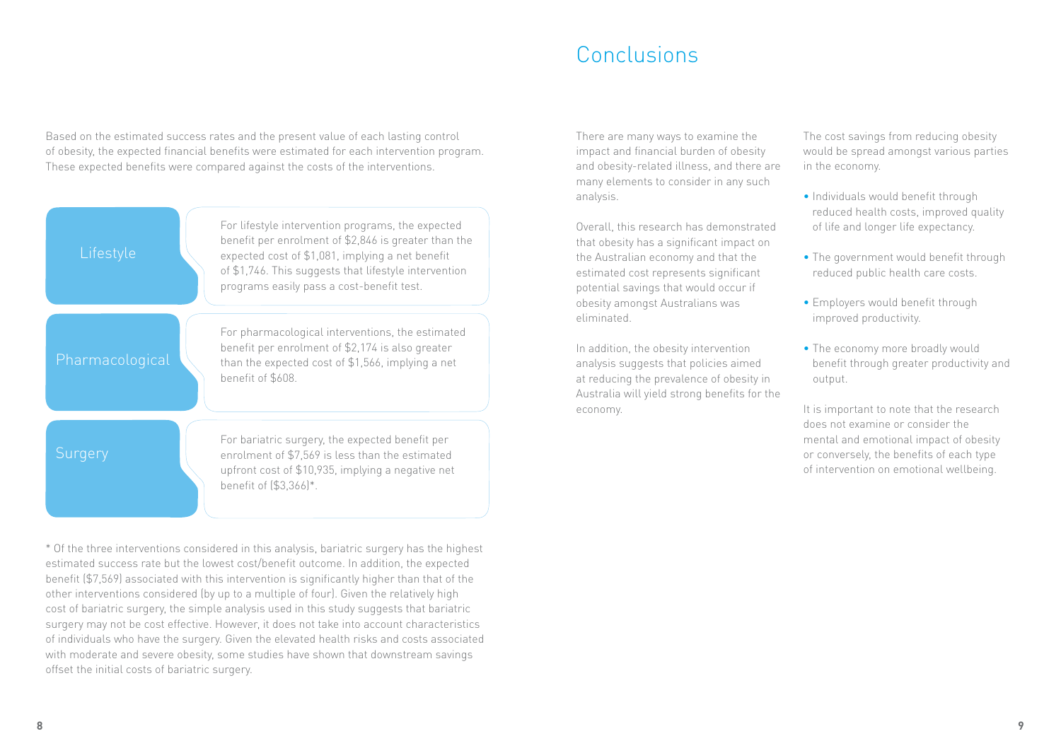Based on the estimated success rates and the present value of each lasting control of obesity, the expected financial benefits were estimated for each intervention program. These expected benefits were compared against the costs of the interventions.

| Intervention | Result |
|---|---|
| Lifestyle | For lifestyle intervention programs, the expected benefit per enrolment of $2,846 is greater than the expected cost of $1,081, implying a net benefit of $1,746. This suggests that lifestyle intervention programs easily pass a cost-benefit test. |
| Pharmacological | For pharmacological interventions, the estimated benefit per enrolment of $2,174 is also greater than the expected cost of $1,566, implying a net benefit of $608. |
| Surgery | For bariatric surgery, the expected benefit per enrolment of $7,569 is less than the estimated upfront cost of $10,935, implying a negative net benefit of ($3,366)*. |

* Of the three interventions considered in this analysis, bariatric surgery has the highest estimated success rate but the lowest cost/benefit outcome. In addition, the expected benefit ($7,569) associated with this intervention is significantly higher than that of the other interventions considered (by up to a multiple of four). Given the relatively high cost of bariatric surgery, the simple analysis used in this study suggests that bariatric surgery may not be cost effective. However, it does not take into account characteristics of individuals who have the surgery. Given the elevated health risks and costs associated with moderate and severe obesity, some studies have shown that downstream savings offset the initial costs of bariatric surgery.

# Conclusions

There are many ways to examine the impact and financial burden of obesity and obesity-related illness, and there are many elements to consider in any such analysis.

Overall, this research has demonstrated that obesity has a significant impact on the Australian economy and that the estimated cost represents significant potential savings that would occur if obesity amongst Australians was eliminated.

In addition, the obesity intervention analysis suggests that policies aimed at reducing the prevalence of obesity in Australia will yield strong benefits for the economy.

The cost savings from reducing obesity would be spread amongst various parties in the economy.

- Individuals would benefit through reduced health costs, improved quality of life and longer life expectancy.
- The government would benefit through reduced public health care costs.
- Employers would benefit through improved productivity.
- The economy more broadly would benefit through greater productivity and output.

It is important to note that the research does not examine or consider the mental and emotional impact of obesity or conversely, the benefits of each type of intervention on emotional wellbeing.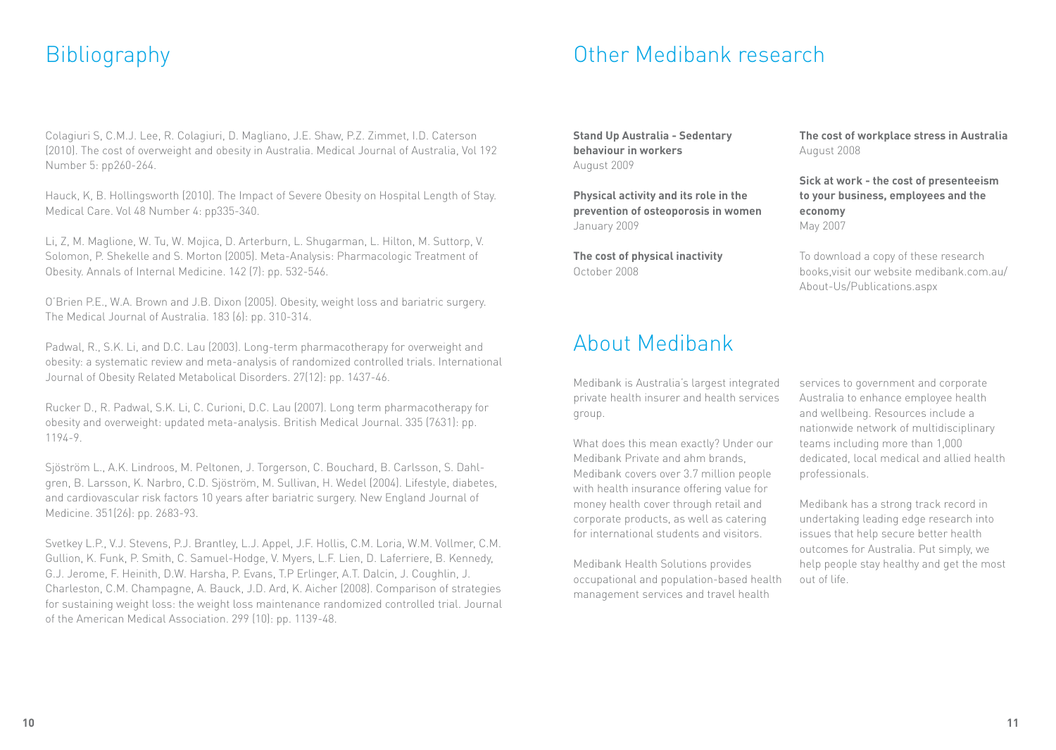# Bibliography

Colagiuri S, C.M.J. Lee, R. Colagiuri, D. Magliano, J.E. Shaw, P.Z. Zimmet, I.D. Caterson (2010). The cost of overweight and obesity in Australia. Medical Journal of Australia, Vol 192 Number 5: pp260-264.

Hauck, K, B. Hollingsworth (2010). The Impact of Severe Obesity on Hospital Length of Stay. Medical Care. Vol 48 Number 4: pp335-340.

Li, Z, M. Maglione, W. Tu, W. Mojica, D. Arterburn, L. Shugarman, L. Hilton, M. Suttorp, V. Solomon, P. Shekelle and S. Morton (2005). Meta-Analysis: Pharmacologic Treatment of Obesity. Annals of Internal Medicine. 142 (7): pp. 532-546.

O'Brien P.E., W.A. Brown and J.B. Dixon (2005). Obesity, weight loss and bariatric surgery. The Medical Journal of Australia. 183 (6): pp. 310-314.

Padwal, R., S.K. Li, and D.C. Lau (2003). Long-term pharmacotherapy for overweight and obesity: a systematic review and meta-analysis of randomized controlled trials. International Journal of Obesity Related Metabolical Disorders. 27(12): pp. 1437-46.

Rucker D., R. Padwal, S.K. Li, C. Curioni, D.C. Lau (2007). Long term pharmacotherapy for obesity and overweight: updated meta-analysis. British Medical Journal. 335 (7631): pp. 1194-9.

Sjöström L., A.K. Lindroos, M. Peltonen, J. Torgerson, C. Bouchard, B. Carlsson, S. Dahlgren, B. Larsson, K. Narbro, C.D. Sjöström, M. Sullivan, H. Wedel (2004). Lifestyle, diabetes, and cardiovascular risk factors 10 years after bariatric surgery. New England Journal of Medicine. 351(26): pp. 2683-93.

Svetkey L.P., V.J. Stevens, P.J. Brantley, L.J. Appel, J.F. Hollis, C.M. Loria, W.M. Vollmer, C.M. Gullion, K. Funk, P. Smith, C. Samuel-Hodge, V. Myers, L.F. Lien, D. Laferriere, B. Kennedy, G.J. Jerome, F. Heinith, D.W. Harsha, P. Evans, T.P Erlinger, A.T. Dalcin, J. Coughlin, J. Charleston, C.M. Champagne, A. Bauck, J.D. Ard, K. Aicher (2008). Comparison of strategies for sustaining weight loss: the weight loss maintenance randomized controlled trial. Journal of the American Medical Association. 299 (10): pp. 1139-48.

# Other Medibank research

**Stand Up Australia - Sedentary behaviour in workers**
August 2009

**Physical activity and its role in the prevention of osteoporosis in women**
January 2009

**The cost of physical inactivity**
October 2008

**The cost of workplace stress in Australia**
August 2008

**Sick at work - the cost of presenteeism to your business, employees and the economy**
May 2007

To download a copy of these research books,visit our website medibank.com.au/About-Us/Publications.aspx

# About Medibank

Medibank is Australia's largest integrated private health insurer and health services group.

What does this mean exactly? Under our Medibank Private and ahm brands, Medibank covers over 3.7 million people with health insurance offering value for money health cover through retail and corporate products, as well as catering for international students and visitors.

Medibank Health Solutions provides occupational and population-based health management services and travel health services to government and corporate Australia to enhance employee health and wellbeing. Resources include a nationwide network of multidisciplinary teams including more than 1,000 dedicated, local medical and allied health professionals.

Medibank has a strong track record in undertaking leading edge research into issues that help secure better health outcomes for Australia. Put simply, we help people stay healthy and get the most out of life.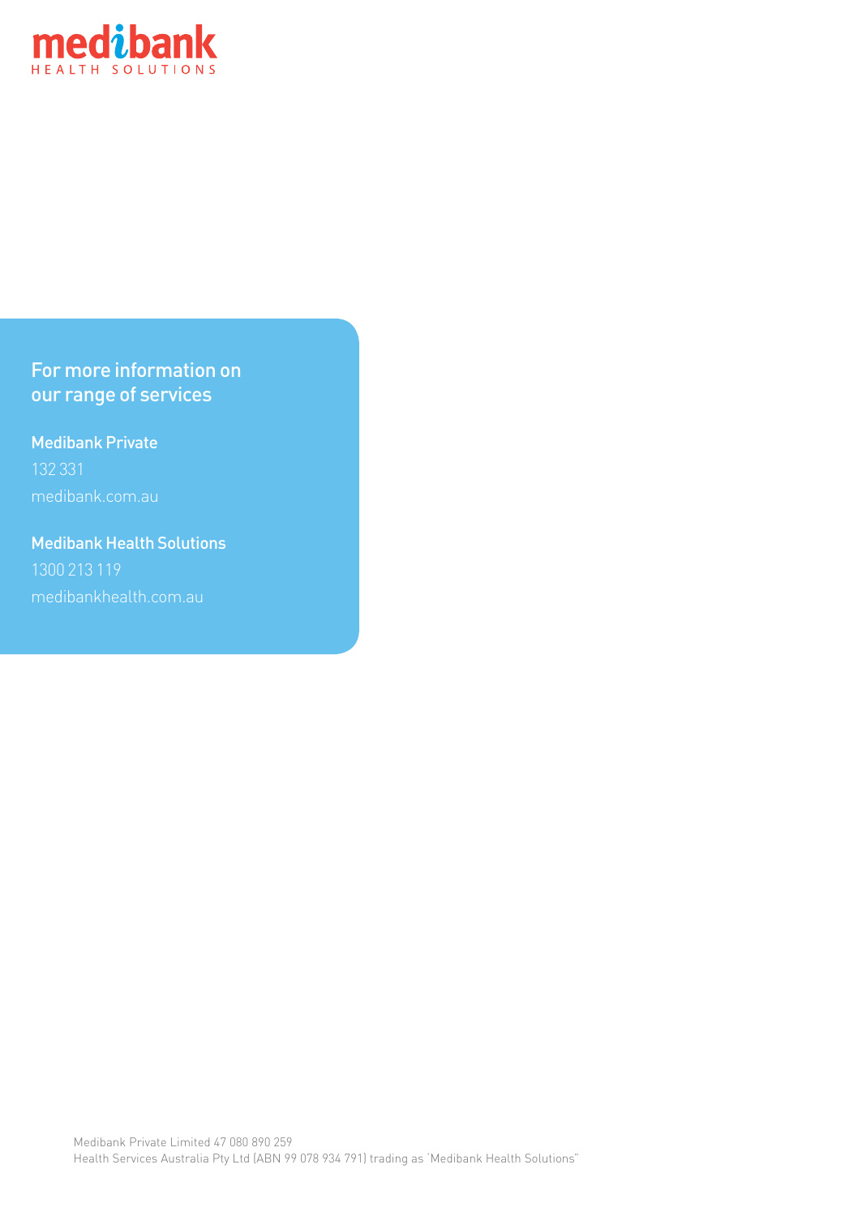medibank
HEALTH SOLUTIONS

## For more information on our range of services

**Medibank Private**

132 331

medibank.com.au

**Medibank Health Solutions**

1300 213 119

medibankhealth.com.au

Medibank Private Limited 47 080 890 259
Health Services Australia Pty Ltd (ABN 99 078 934 791) trading as 'Medibank Health Solutions"